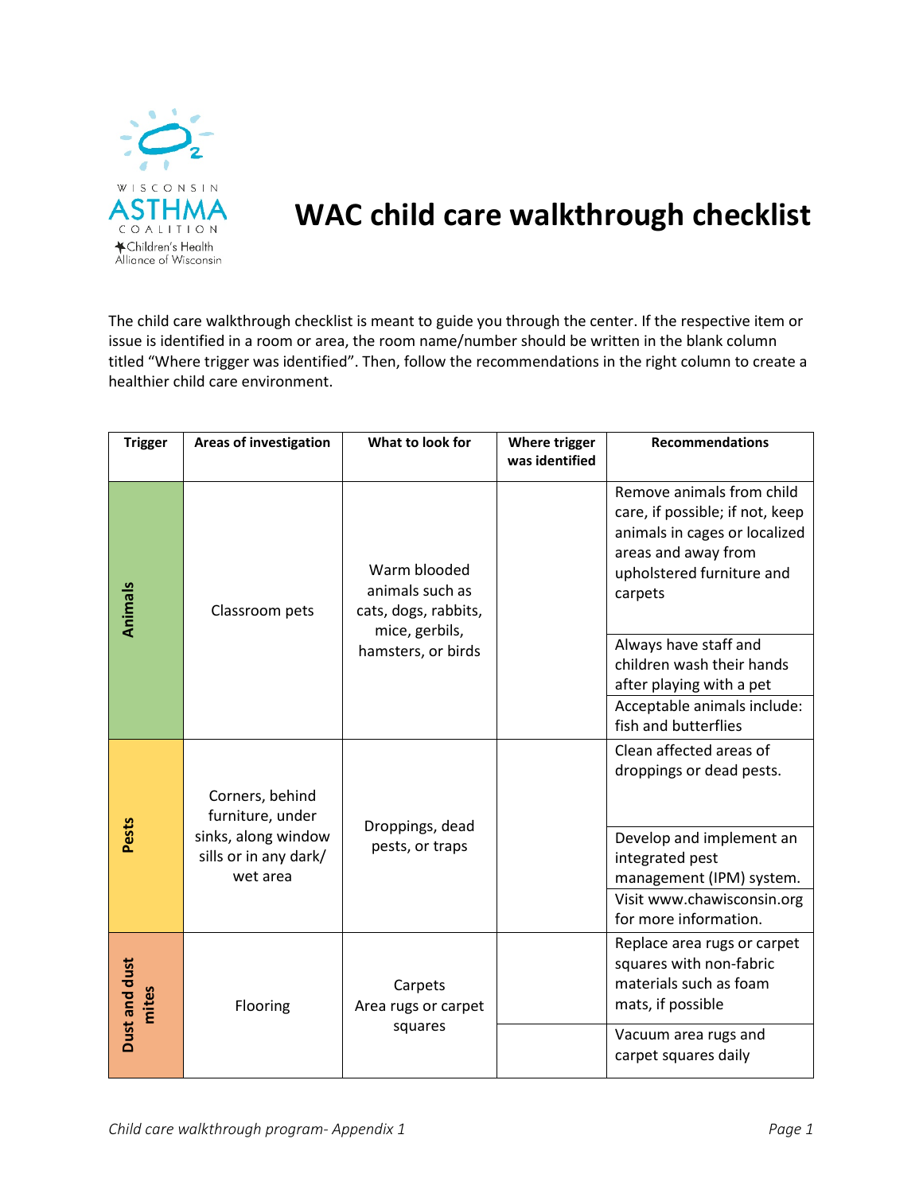# WAC child care walkthrough checklist

The child care walkthrough checklist is meant to guide you through the center. If the respective item or issue is identified in a room or area, the room name/number should be written in the blank column titled "Where trigger was identified". Then, follow the recommendations in the right column to create a healthier child care environment.

| Trigger | Areas of investigation | What to look for | Where trigger was identified | Recommendations |
|---|---|---|---|---|
| Animals | Classroom pets | Warm blooded animals such as cats, dogs, rabbits, mice, gerbils, hamsters, or birds | | Remove animals from child care, if possible; if not, keep animals in cages or localized areas and away from upholstered furniture and carpets |
| | | | | Always have staff and children wash their hands after playing with a pet |
| | | | | Acceptable animals include: fish and butterflies |
| Pests | Corners, behind furniture, under sinks, along window sills or in any dark/ wet area | Droppings, dead pests, or traps | | Clean affected areas of droppings or dead pests. |
| | | | | Develop and implement an integrated pest management (IPM) system. |
| | | | | Visit www.chawisconsin.org for more information. |
| Dust and dust mites | Flooring | Carpets<br>Area rugs or carpet squares | | Replace area rugs or carpet squares with non-fabric materials such as foam mats, if possible |
| | | | | Vacuum area rugs and carpet squares daily |

*Child care walkthrough program- Appendix 1*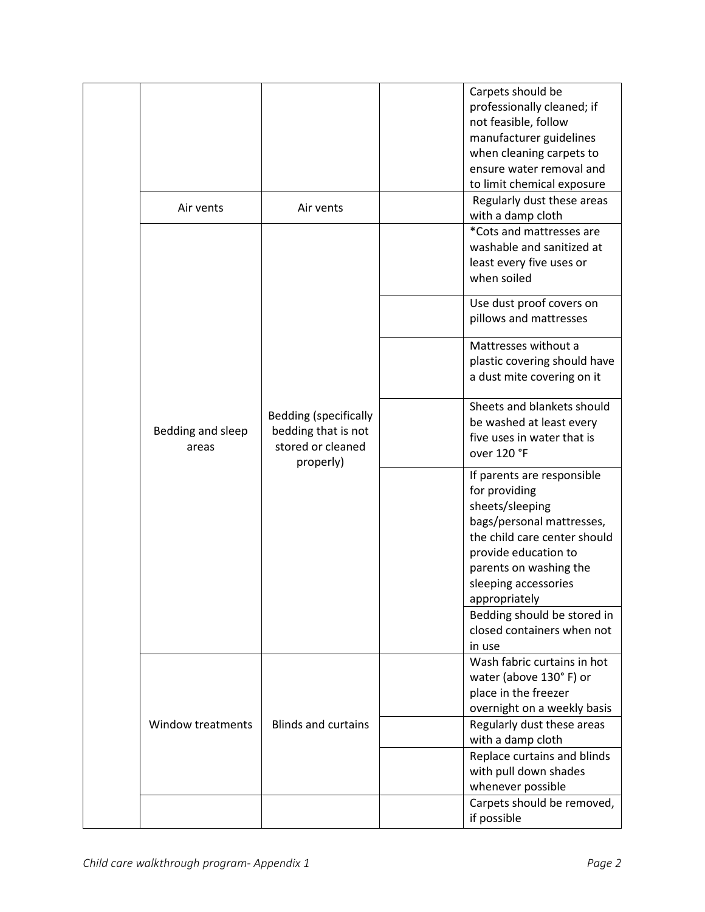| | | | | |
|---|---|---|---|---|
| | | | | Carpets should be professionally cleaned; if not feasible, follow manufacturer guidelines when cleaning carpets to ensure water removal and to limit chemical exposure |
| | Air vents | Air vents | | Regularly dust these areas with a damp cloth |
| | Bedding and sleep areas | Bedding (specifically bedding that is not stored or cleaned properly) | | *Cots and mattresses are washable and sanitized at least every five uses or when soiled |
| | | | | Use dust proof covers on pillows and mattresses |
| | | | | Mattresses without a plastic covering should have a dust mite covering on it |
| | | | | Sheets and blankets should be washed at least every five uses in water that is over 120 °F |
| | | | | If parents are responsible for providing sheets/sleeping bags/personal mattresses, the child care center should provide education to parents on washing the sleeping accessories appropriately |
| | | | | Bedding should be stored in closed containers when not in use |
| | Window treatments | Blinds and curtains | | Wash fabric curtains in hot water (above 130° F) or place in the freezer overnight on a weekly basis |
| | | | | Regularly dust these areas with a damp cloth |
| | | | | Replace curtains and blinds with pull down shades whenever possible |
| | | | | Carpets should be removed, if possible |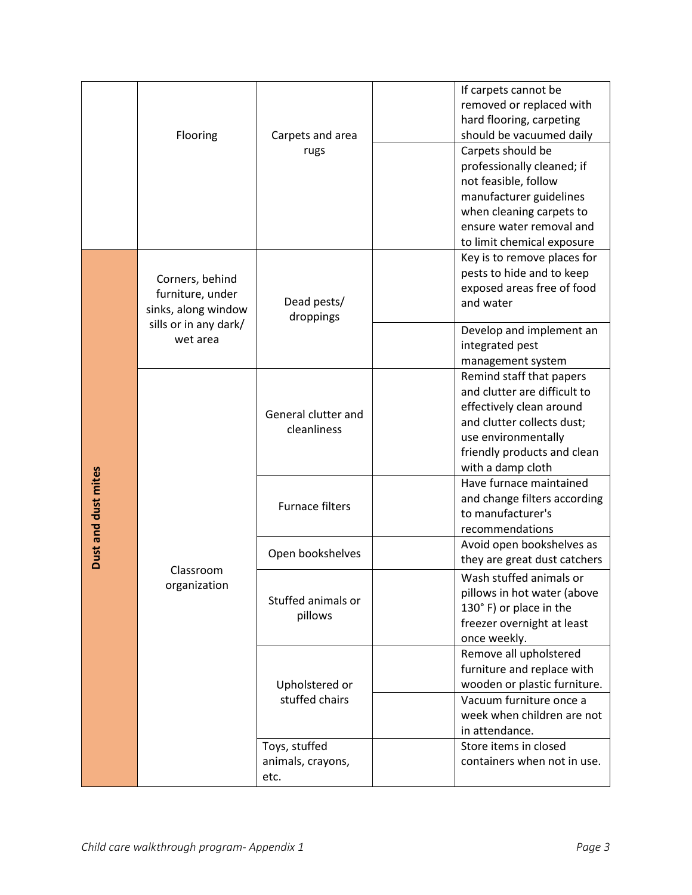| | | | | |
|---|---|---|---|---|
| | Flooring | Carpets and area rugs | | If carpets cannot be removed or replaced with hard flooring, carpeting should be vacuumed daily |
| | | | | Carpets should be professionally cleaned; if not feasible, follow manufacturer guidelines when cleaning carpets to ensure water removal and to limit chemical exposure |
| Dust and dust mites | Corners, behind furniture, under sinks, along window sills or in any dark/ wet area | Dead pests/ droppings | | Key is to remove places for pests to hide and to keep exposed areas free of food and water |
| | | | | Develop and implement an integrated pest management system |
| | Classroom organization | General clutter and cleanliness | | Remind staff that papers and clutter are difficult to effectively clean around and clutter collects dust; use environmentally friendly products and clean with a damp cloth |
| | | Furnace filters | | Have furnace maintained and change filters according to manufacturer's recommendations |
| | | Open bookshelves | | Avoid open bookshelves as they are great dust catchers |
| | | Stuffed animals or pillows | | Wash stuffed animals or pillows in hot water (above 130° F) or place in the freezer overnight at least once weekly. |
| | | Upholstered or stuffed chairs | | Remove all upholstered furniture and replace with wooden or plastic furniture. |
| | | | | Vacuum furniture once a week when children are not in attendance. |
| | | Toys, stuffed animals, crayons, etc. | | Store items in closed containers when not in use. |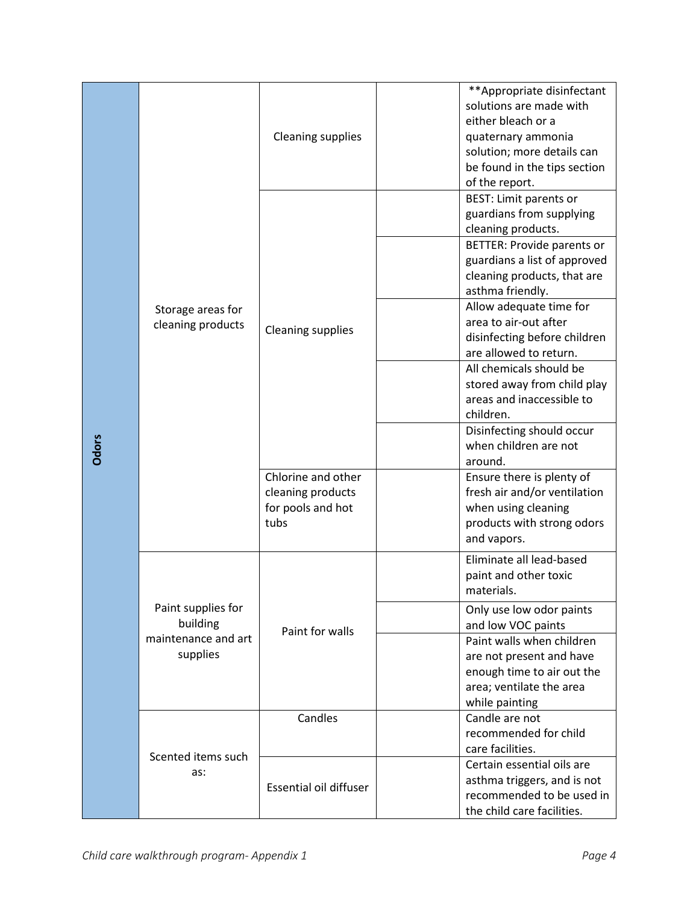| | | | | |
|---|---|---|---|---|
| Odors | Storage areas for cleaning products | Cleaning supplies | | **Appropriate disinfectant solutions are made with either bleach or a quaternary ammonia solution; more details can be found in the tips section of the report. |
| | | Cleaning supplies | | BEST: Limit parents or guardians from supplying cleaning products. |
| | | | | BETTER: Provide parents or guardians a list of approved cleaning products, that are asthma friendly. |
| | | | | Allow adequate time for area to air-out after disinfecting before children are allowed to return. |
| | | | | All chemicals should be stored away from child play areas and inaccessible to children. |
| | | | | Disinfecting should occur when children are not around. |
| | | Chlorine and other cleaning products for pools and hot tubs | | Ensure there is plenty of fresh air and/or ventilation when using cleaning products with strong odors and vapors. |
| | Paint supplies for building maintenance and art supplies | Paint for walls | | Eliminate all lead-based paint and other toxic materials. |
| | | | | Only use low odor paints and low VOC paints |
| | | | | Paint walls when children are not present and have enough time to air out the area; ventilate the area while painting |
| | Scented items such as: | Candles | | Candle are not recommended for child care facilities. |
| | | Essential oil diffuser | | Certain essential oils are asthma triggers, and is not recommended to be used in the child care facilities. |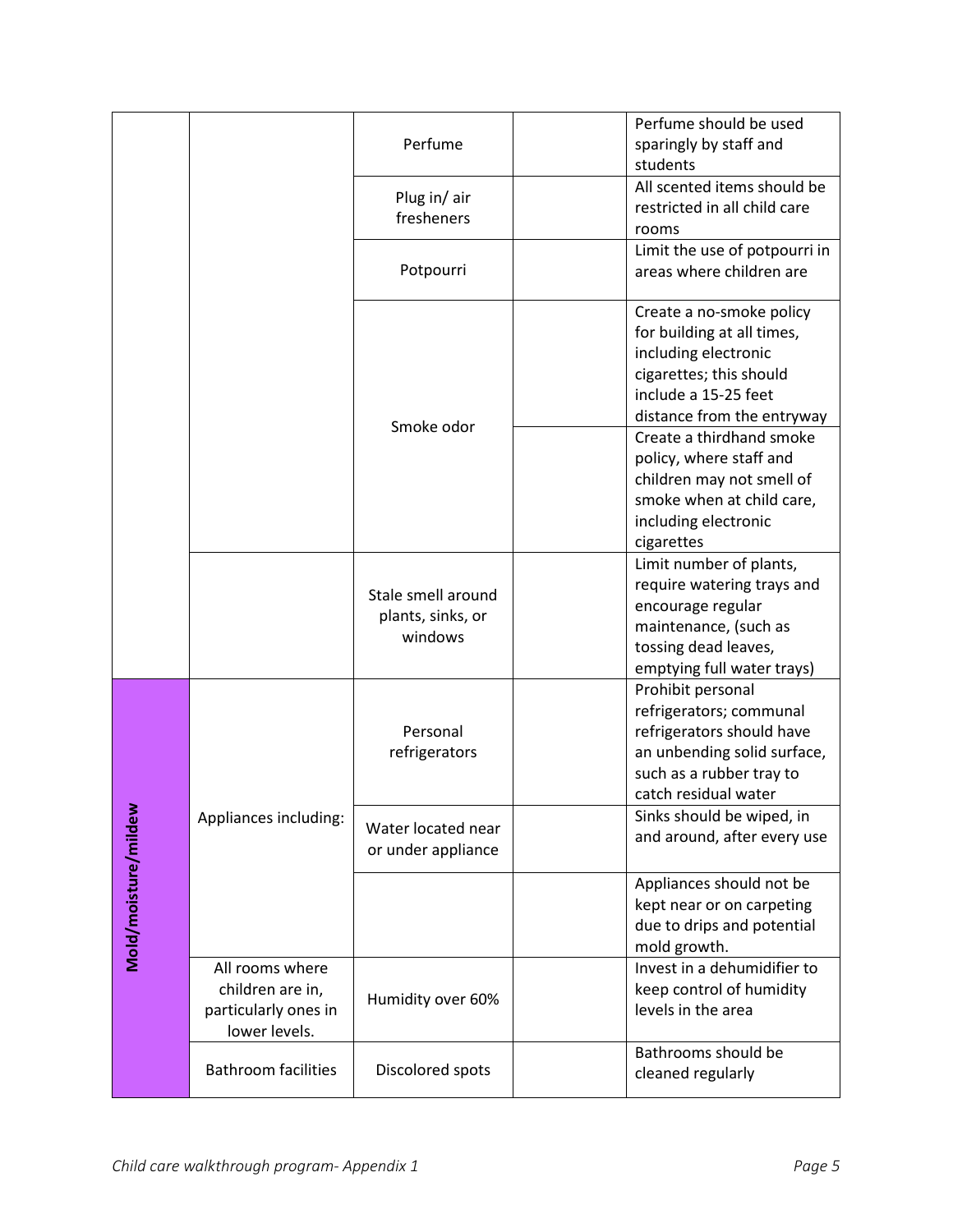| | | | | |
|---|---|---|---|---|
| | | Perfume | | Perfume should be used sparingly by staff and students |
| | | Plug in/ air fresheners | | All scented items should be restricted in all child care rooms |
| | | Potpourri | | Limit the use of potpourri in areas where children are |
| | | Smoke odor | | Create a no-smoke policy for building at all times, including electronic cigarettes; this should include a 15-25 feet distance from the entryway |
| | | | | Create a thirdhand smoke policy, where staff and children may not smell of smoke when at child care, including electronic cigarettes |
| | | Stale smell around plants, sinks, or windows | | Limit number of plants, require watering trays and encourage regular maintenance, (such as tossing dead leaves, emptying full water trays) |
| Mold/moisture/mildew | Appliances including: | Personal refrigerators | | Prohibit personal refrigerators; communal refrigerators should have an unbending solid surface, such as a rubber tray to catch residual water |
| | | Water located near or under appliance | | Sinks should be wiped, in and around, after every use |
| | | | | Appliances should not be kept near or on carpeting due to drips and potential mold growth. |
| | All rooms where children are in, particularly ones in lower levels. | Humidity over 60% | | Invest in a dehumidifier to keep control of humidity levels in the area |
| | Bathroom facilities | Discolored spots | | Bathrooms should be cleaned regularly |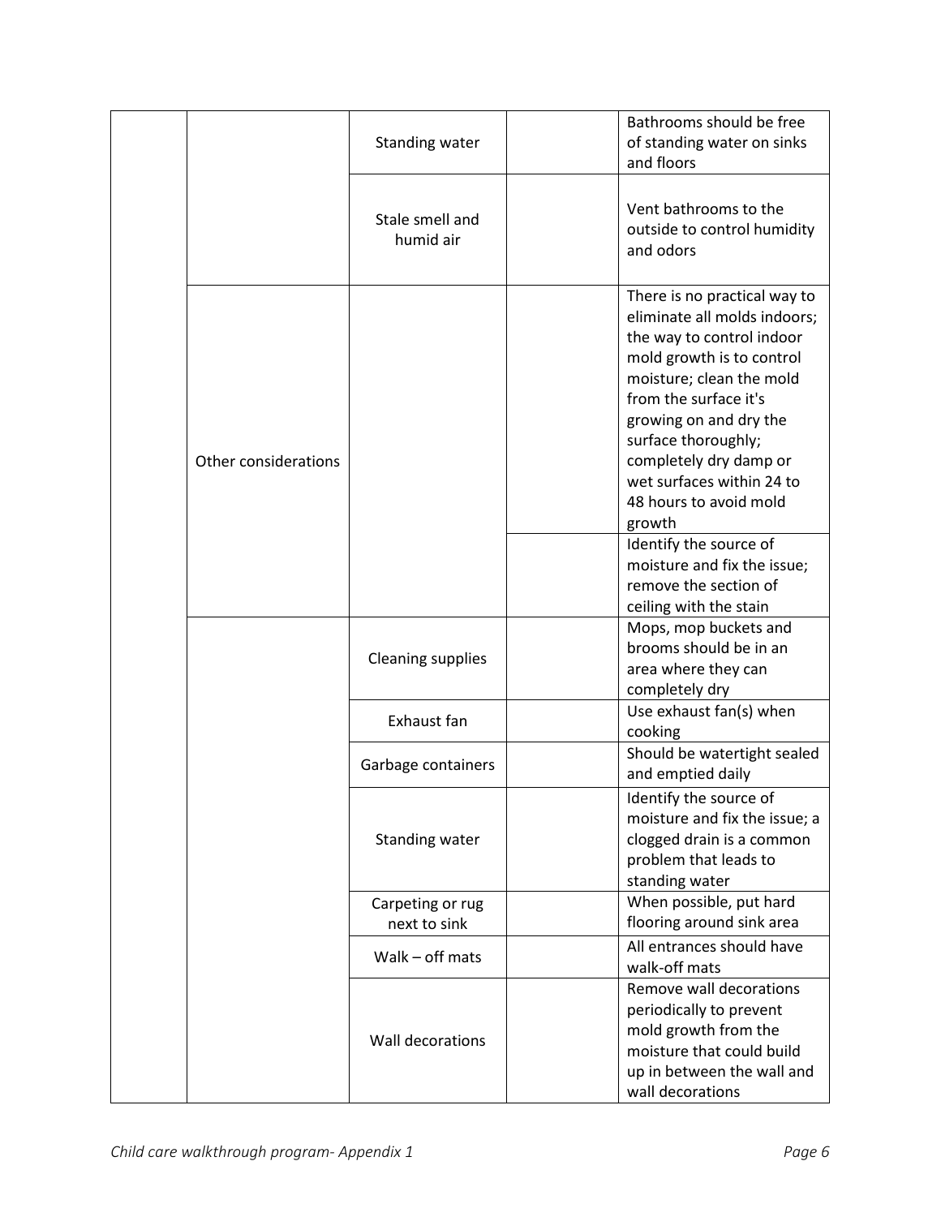| | | | | |
|---|---|---|---|---|
| | | Standing water | | Bathrooms should be free of standing water on sinks and floors |
| | | Stale smell and humid air | | Vent bathrooms to the outside to control humidity and odors |
| | Other considerations | | | There is no practical way to eliminate all molds indoors; the way to control indoor mold growth is to control moisture; clean the mold from the surface it's growing on and dry the surface thoroughly; completely dry damp or wet surfaces within 24 to 48 hours to avoid mold growth |
| | | | | Identify the source of moisture and fix the issue; remove the section of ceiling with the stain |
| | | Cleaning supplies | | Mops, mop buckets and brooms should be in an area where they can completely dry |
| | | Exhaust fan | | Use exhaust fan(s) when cooking |
| | | Garbage containers | | Should be watertight sealed and emptied daily |
| | | Standing water | | Identify the source of moisture and fix the issue; a clogged drain is a common problem that leads to standing water |
| | | Carpeting or rug next to sink | | When possible, put hard flooring around sink area |
| | | Walk – off mats | | All entrances should have walk-off mats |
| | | Wall decorations | | Remove wall decorations periodically to prevent mold growth from the moisture that could build up in between the wall and wall decorations |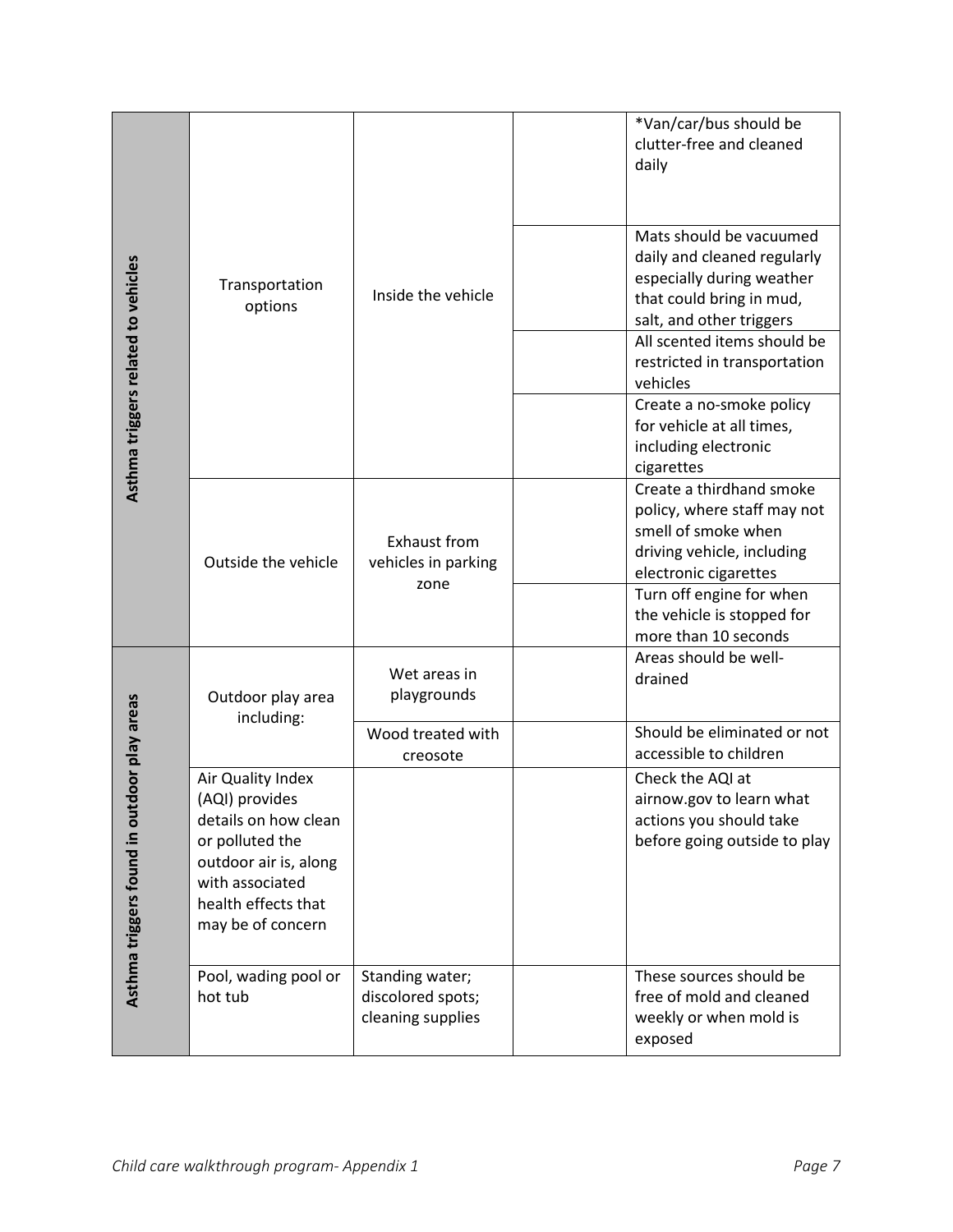| | | | | |
|---|---|---|---|---|
| Asthma triggers related to vehicles | Transportation options | Inside the vehicle | | *Van/car/bus should be clutter-free and cleaned daily |
| | | | | Mats should be vacuumed daily and cleaned regularly especially during weather that could bring in mud, salt, and other triggers |
| | | | | All scented items should be restricted in transportation vehicles |
| | | | | Create a no-smoke policy for vehicle at all times, including electronic cigarettes |
| | Outside the vehicle | Exhaust from vehicles in parking zone | | Create a thirdhand smoke policy, where staff may not smell of smoke when driving vehicle, including electronic cigarettes |
| | | | | Turn off engine for when the vehicle is stopped for more than 10 seconds |
| Asthma triggers found in outdoor play areas | Outdoor play area including: | Wet areas in playgrounds | | Areas should be well-drained |
| | | Wood treated with creosote | | Should be eliminated or not accessible to children |
| | Air Quality Index (AQI) provides details on how clean or polluted the outdoor air is, along with associated health effects that may be of concern | | | Check the AQI at airnow.gov to learn what actions you should take before going outside to play |
| | Pool, wading pool or hot tub | Standing water; discolored spots; cleaning supplies | | These sources should be free of mold and cleaned weekly or when mold is exposed |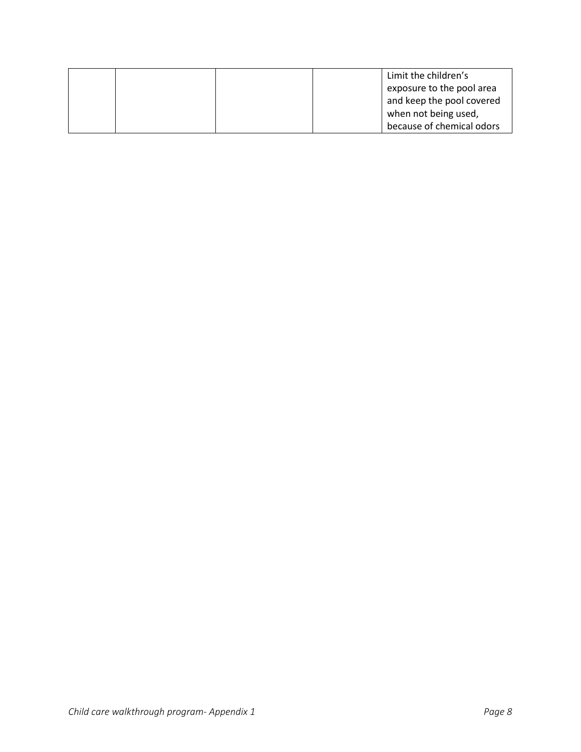| | | | | |
|---|---|---|---|---|
| | | | | Limit the children's exposure to the pool area and keep the pool covered when not being used, because of chemical odors |